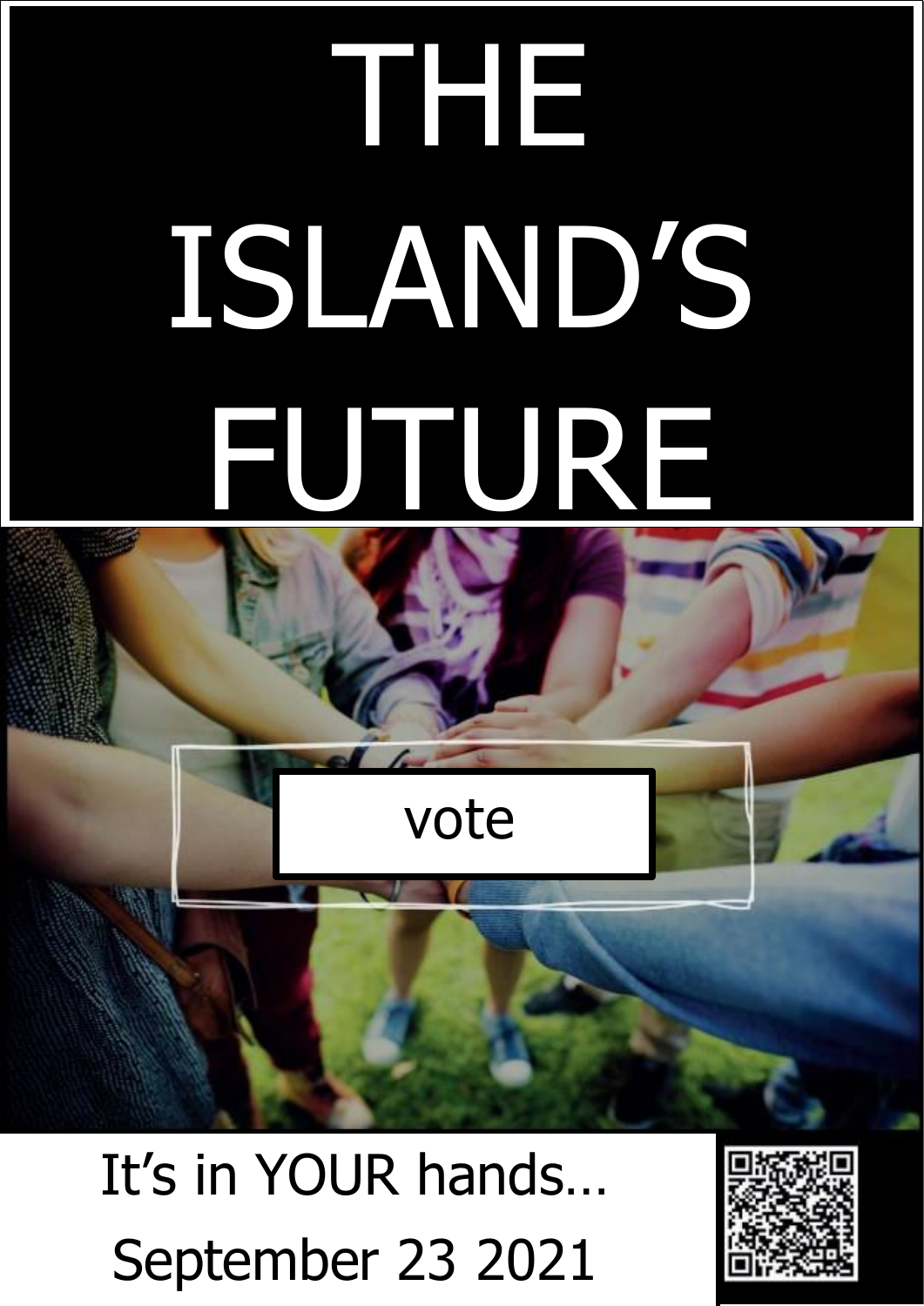# THE ISLAND'S FUTURE

vote

It's in YOUR hands…

September 23 2021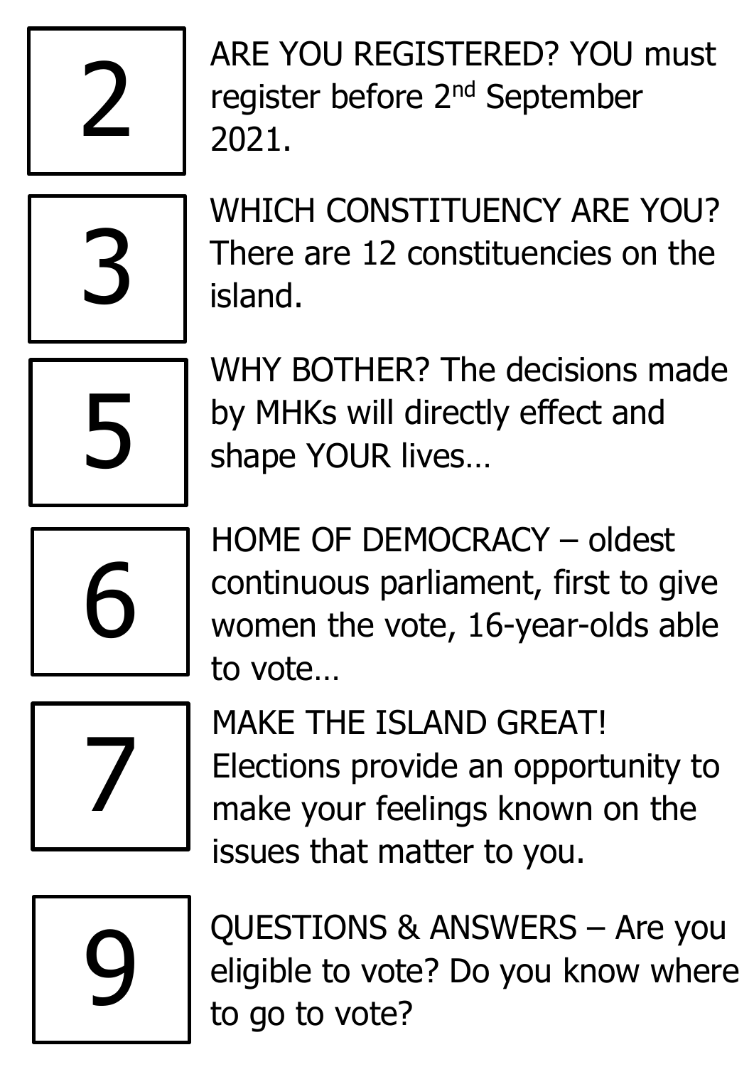**2** ARE YOU REGISTERED? YOU must register before 2nd September 2021.

**3** WHICH CONSTITUENCY ARE YOU? There are 12 constituencies on the island.

**5** WHY BOTHER? The decisions made by MHKs will directly effect and shape YOUR lives…

**6** HOME OF DEMOCRACY – oldest continuous parliament, first to give women the vote, 16-year-olds able to vote…

**7** MAKE THE ISLAND GREAT! Elections provide an opportunity to make your feelings known on the issues that matter to you.

**9** QUESTIONS & ANSWERS – Are you eligible to vote? Do you know where to go to vote?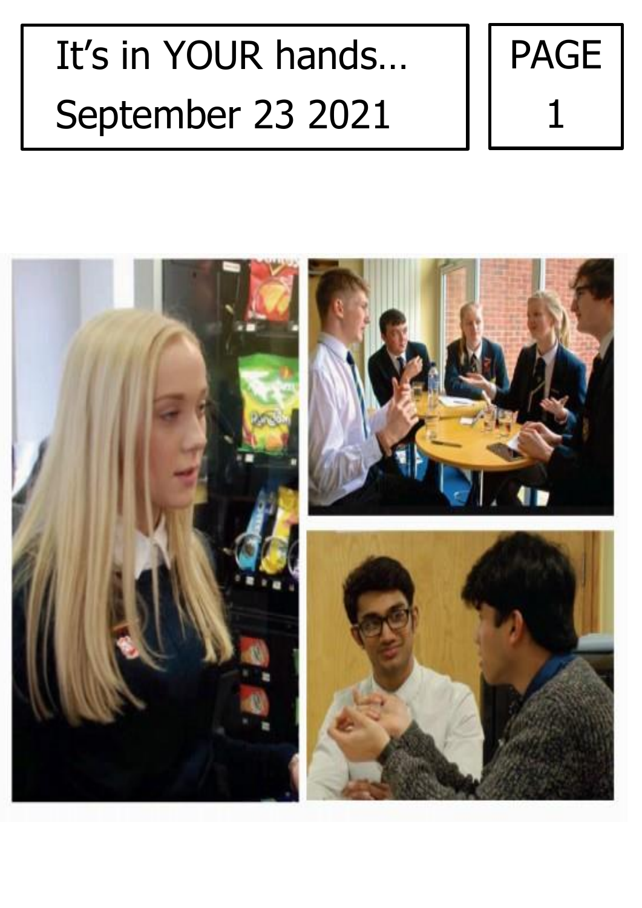It’s in YOUR hands…

September 23 2021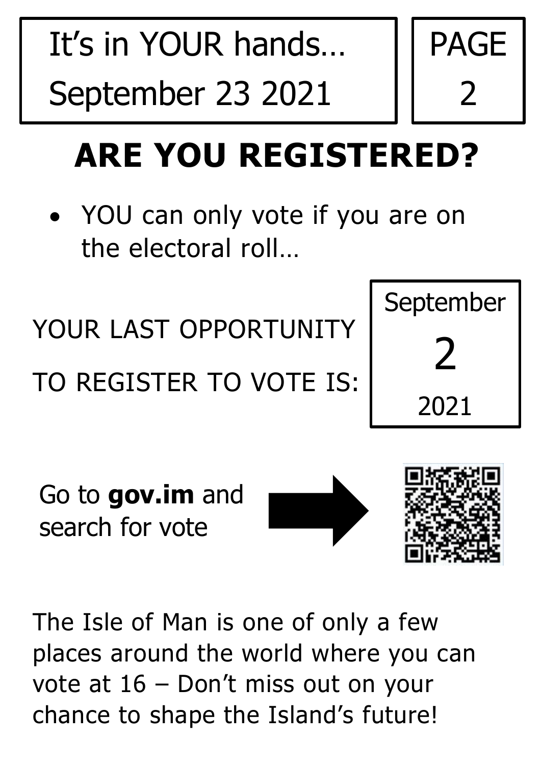It's in YOUR hands…
September 23 2021

# ARE YOU REGISTERED?

- YOU can only vote if you are on the electoral roll…

YOUR LAST OPPORTUNITY TO REGISTER TO VOTE IS: September 2 2021

Go to **gov.im** and search for vote

The Isle of Man is one of only a few places around the world where you can vote at 16 – Don't miss out on your chance to shape the Island's future!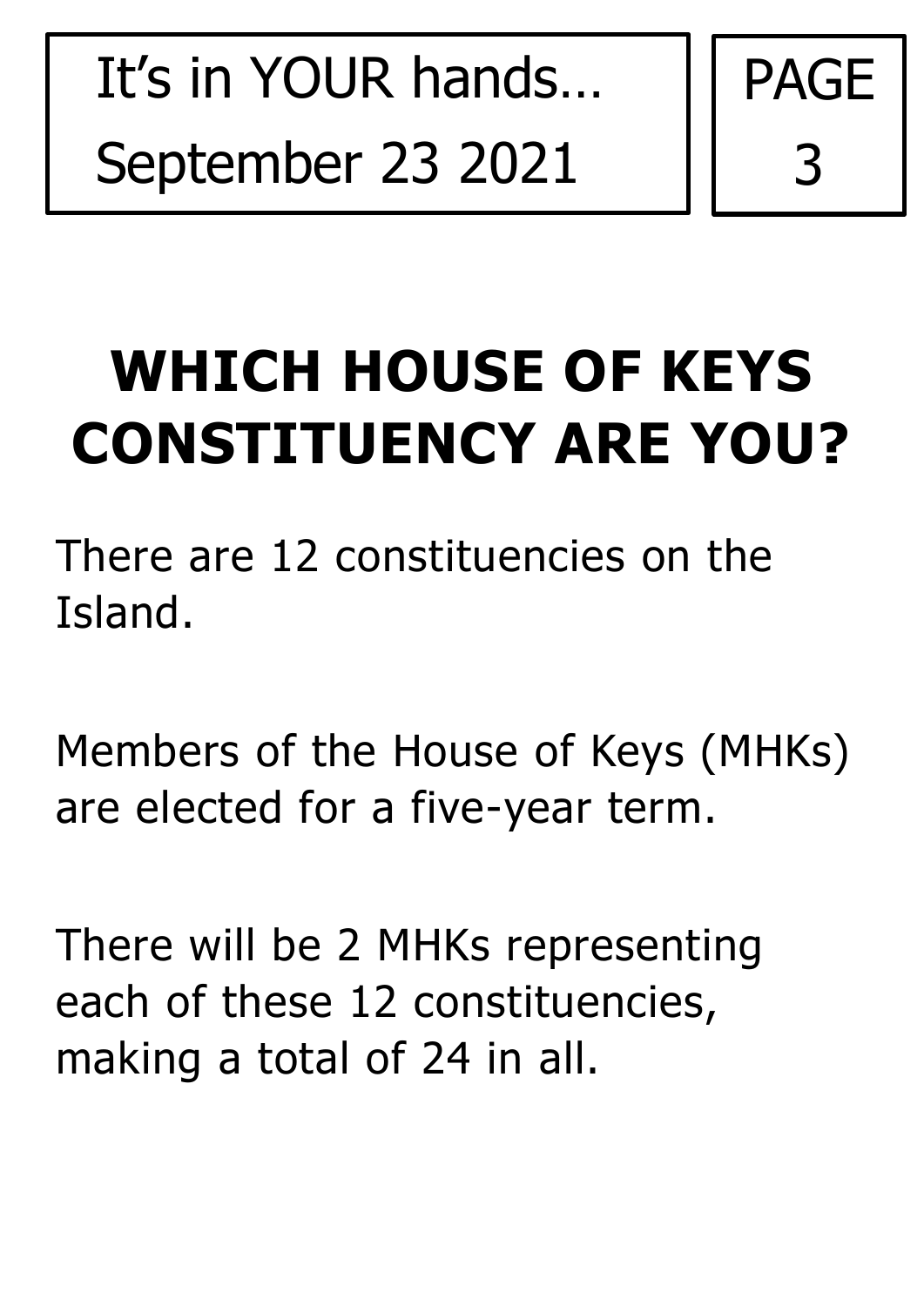# WHICH HOUSE OF KEYS CONSTITUENCY ARE YOU?

There are 12 constituencies on the Island.

Members of the House of Keys (MHKs) are elected for a five-year term.

There will be 2 MHKs representing each of these 12 constituencies, making a total of 24 in all.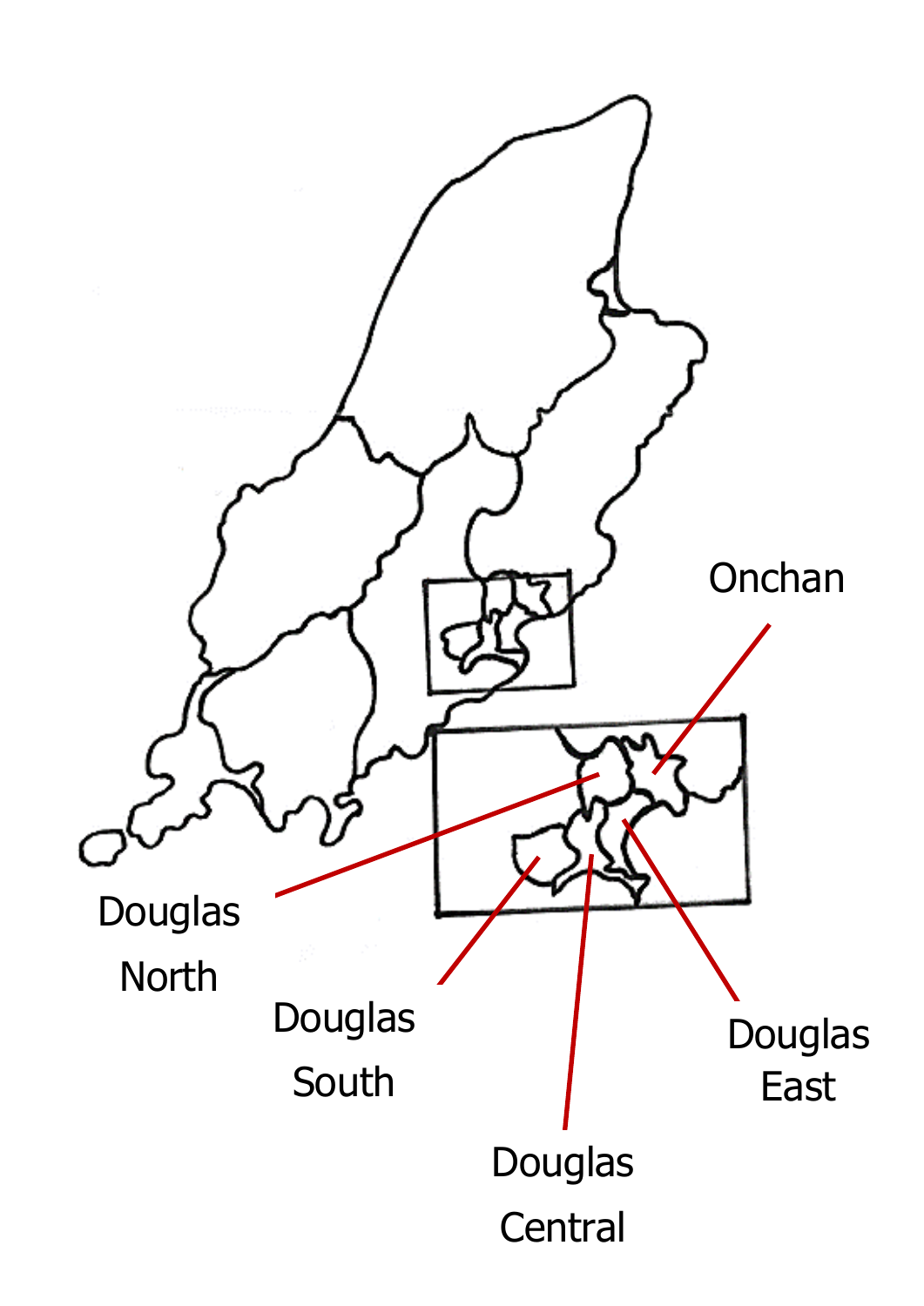Onchan

Douglas North

Douglas South

Douglas Central

Douglas East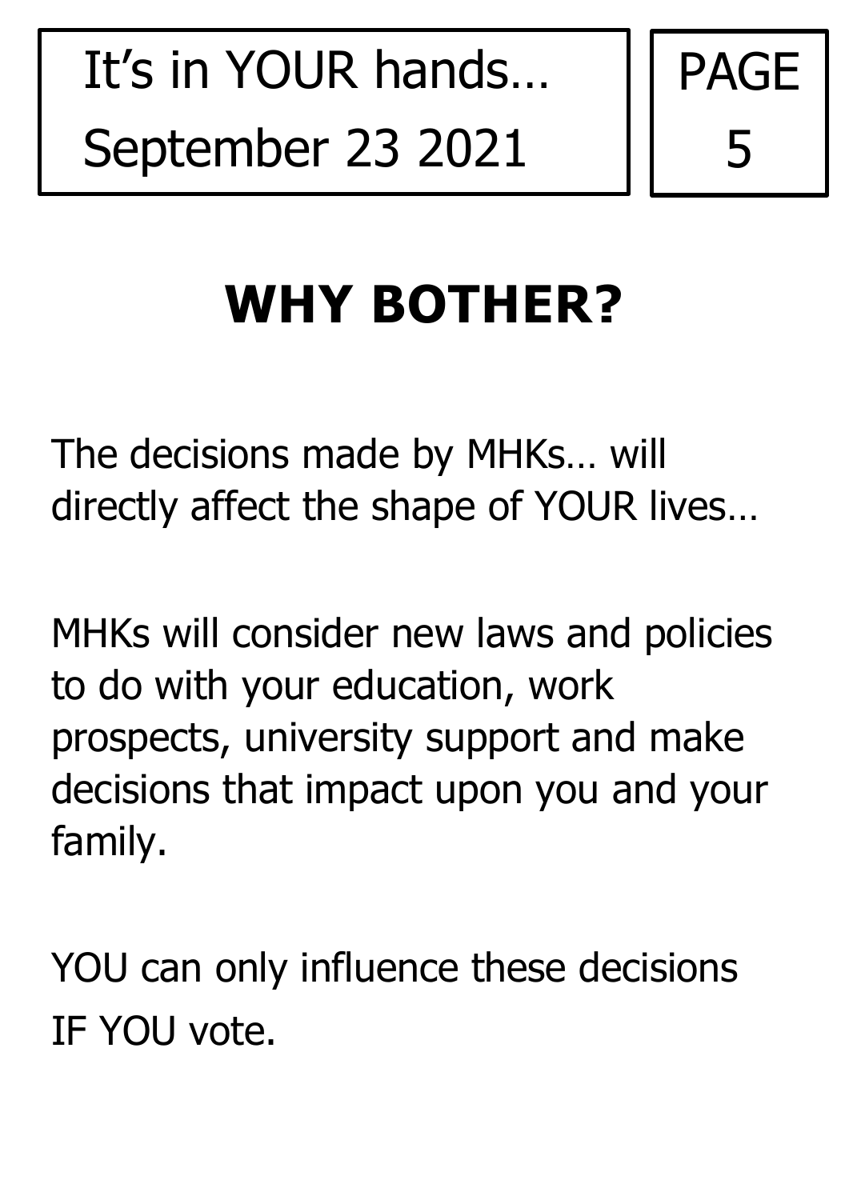# WHY BOTHER?

The decisions made by MHKs… will directly affect the shape of YOUR lives…

MHKs will consider new laws and policies to do with your education, work prospects, university support and make decisions that impact upon you and your family.

YOU can only influence these decisions IF YOU vote.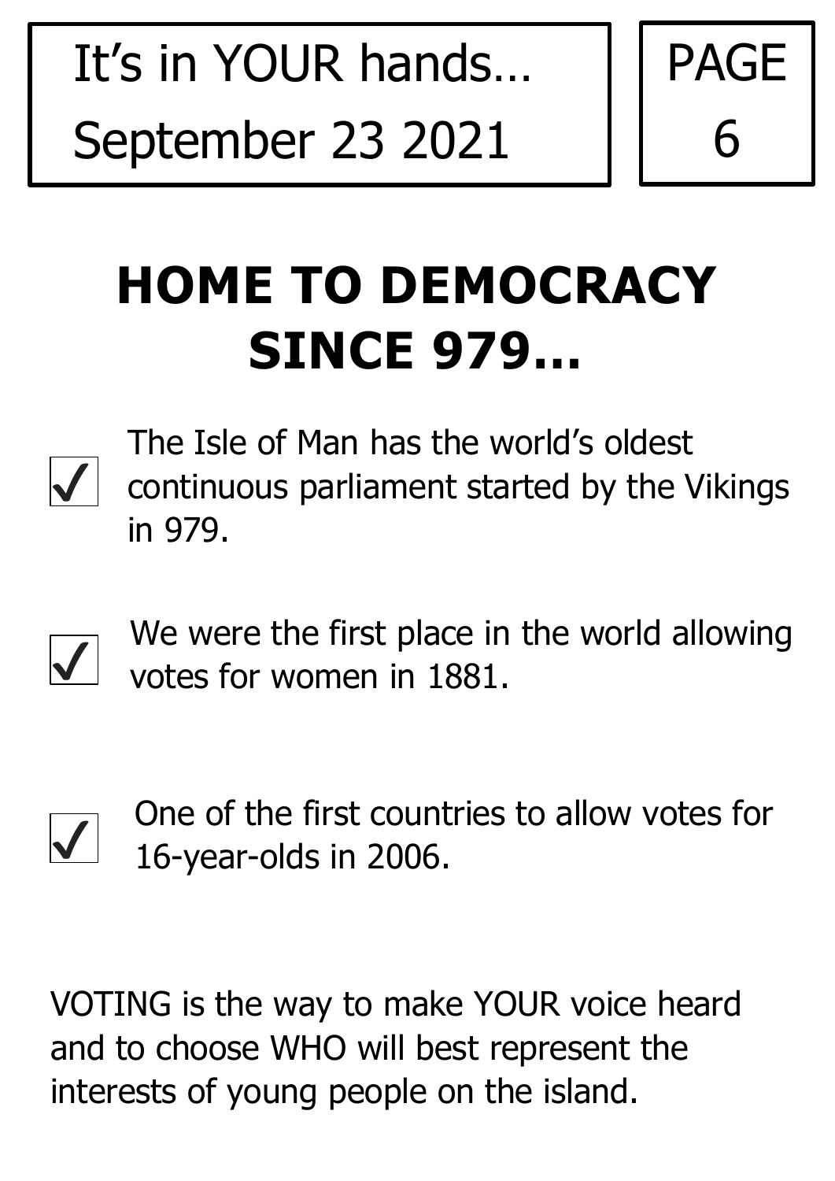# HOME TO DEMOCRACY SINCE 979…

- ✓ The Isle of Man has the world's oldest continuous parliament started by the Vikings in 979.
- ✓ We were the first place in the world allowing votes for women in 1881.
- ✓ One of the first countries to allow votes for 16-year-olds in 2006.

VOTING is the way to make YOUR voice heard and to choose WHO will best represent the interests of young people on the island.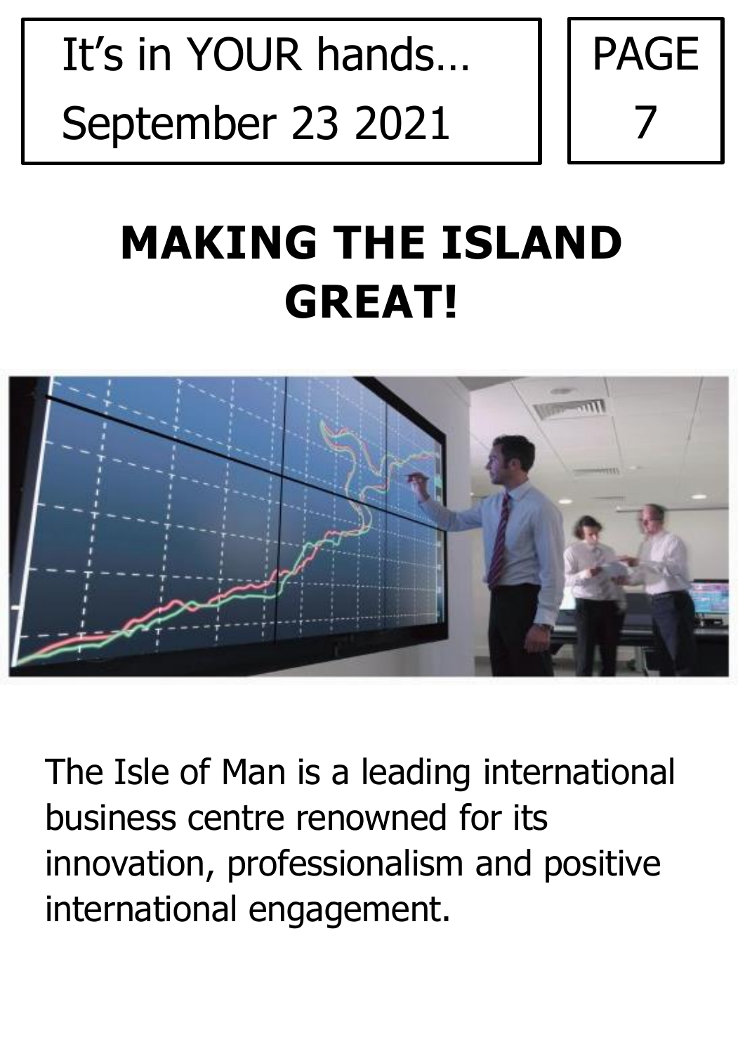It's in YOUR hands…
September 23 2021

# MAKING THE ISLAND GREAT!

The Isle of Man is a leading international business centre renowned for its innovation, professionalism and positive international engagement.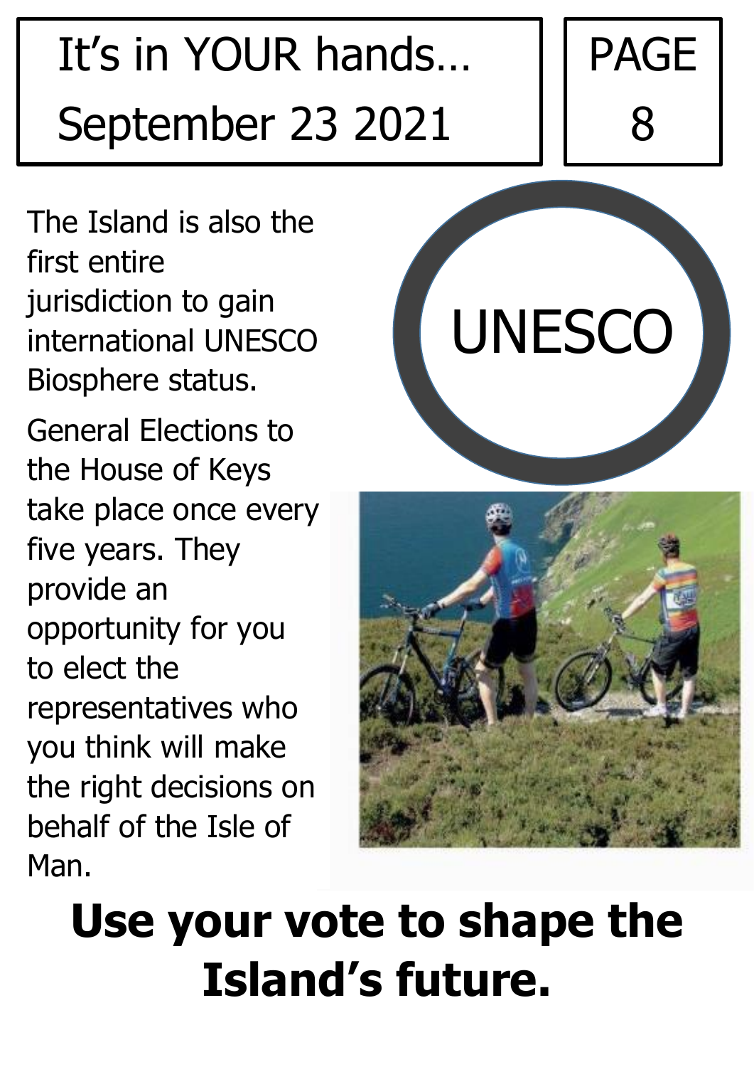The Island is also the first entire jurisdiction to gain international UNESCO Biosphere status.

UNESCO

General Elections to the House of Keys take place once every five years. They provide an opportunity for you to elect the representatives who you think will make the right decisions on behalf of the Isle of Man.

**Use your vote to shape the Island's future.**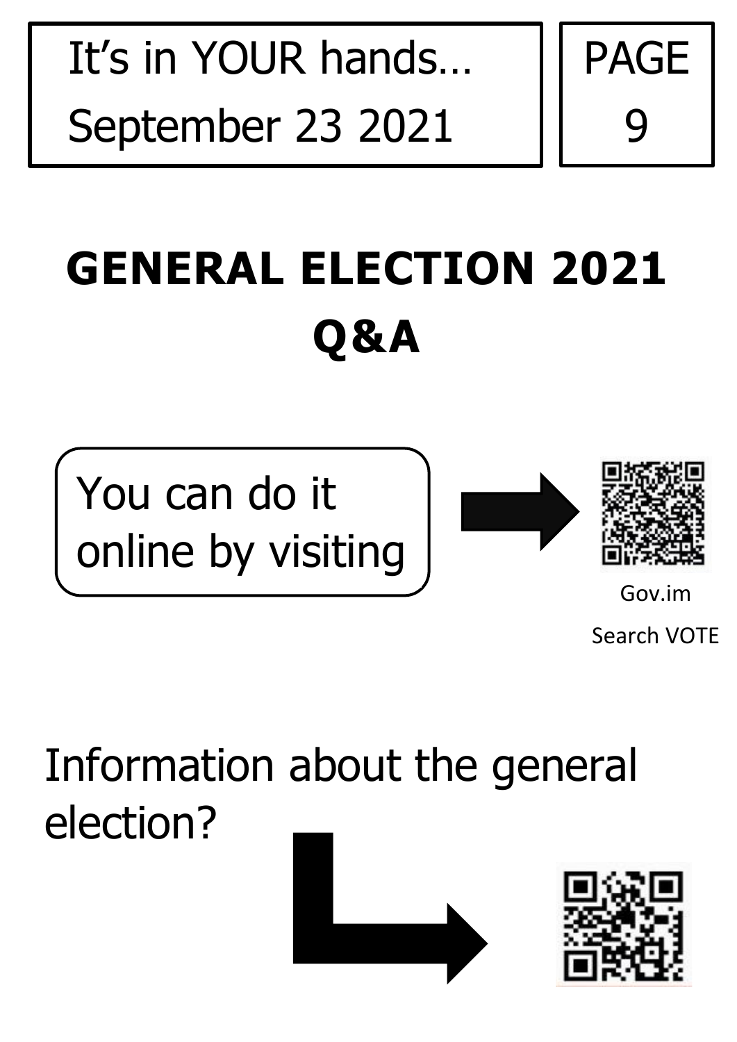# GENERAL ELECTION 2021

# Q&A

You can do it online by visiting

Gov.im

Search VOTE

Information about the general election?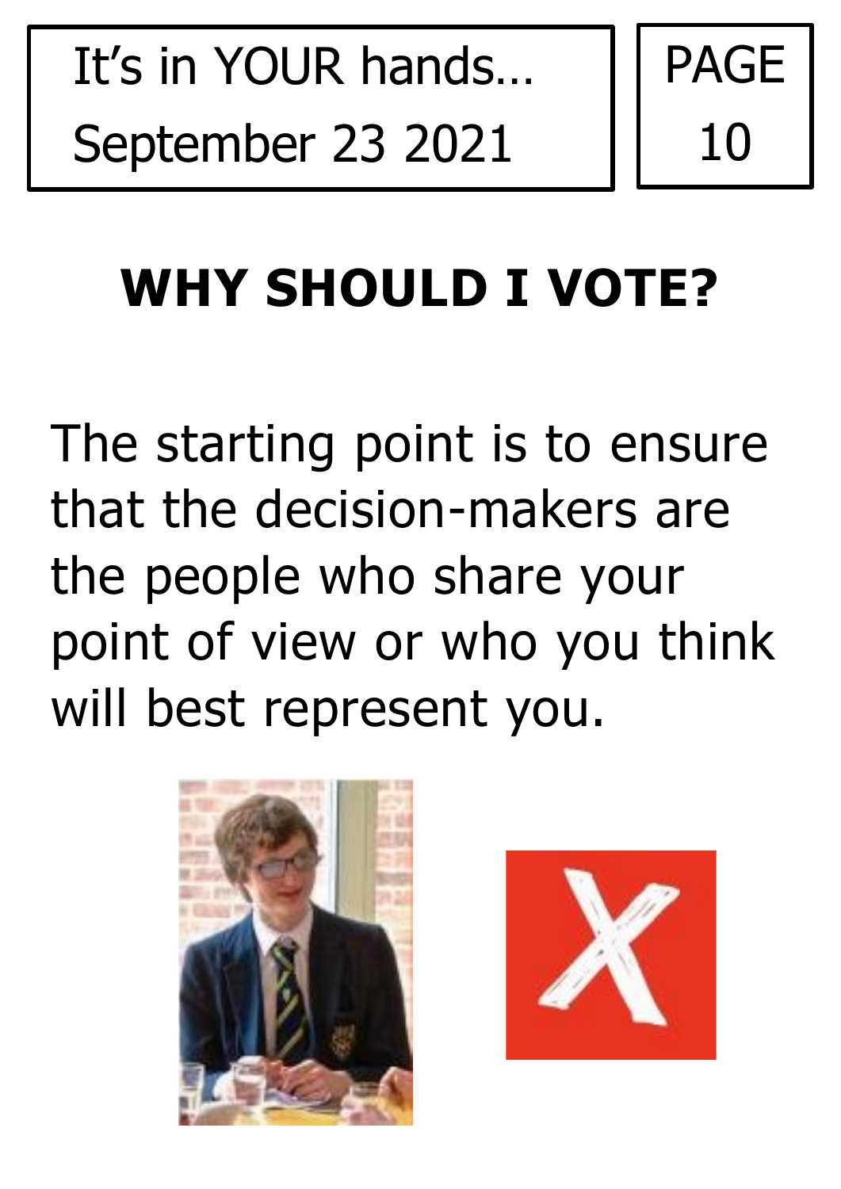It's in YOUR hands…
September 23 2021

# WHY SHOULD I VOTE?

The starting point is to ensure that the decision-makers are the people who share your point of view or who you think will best represent you.